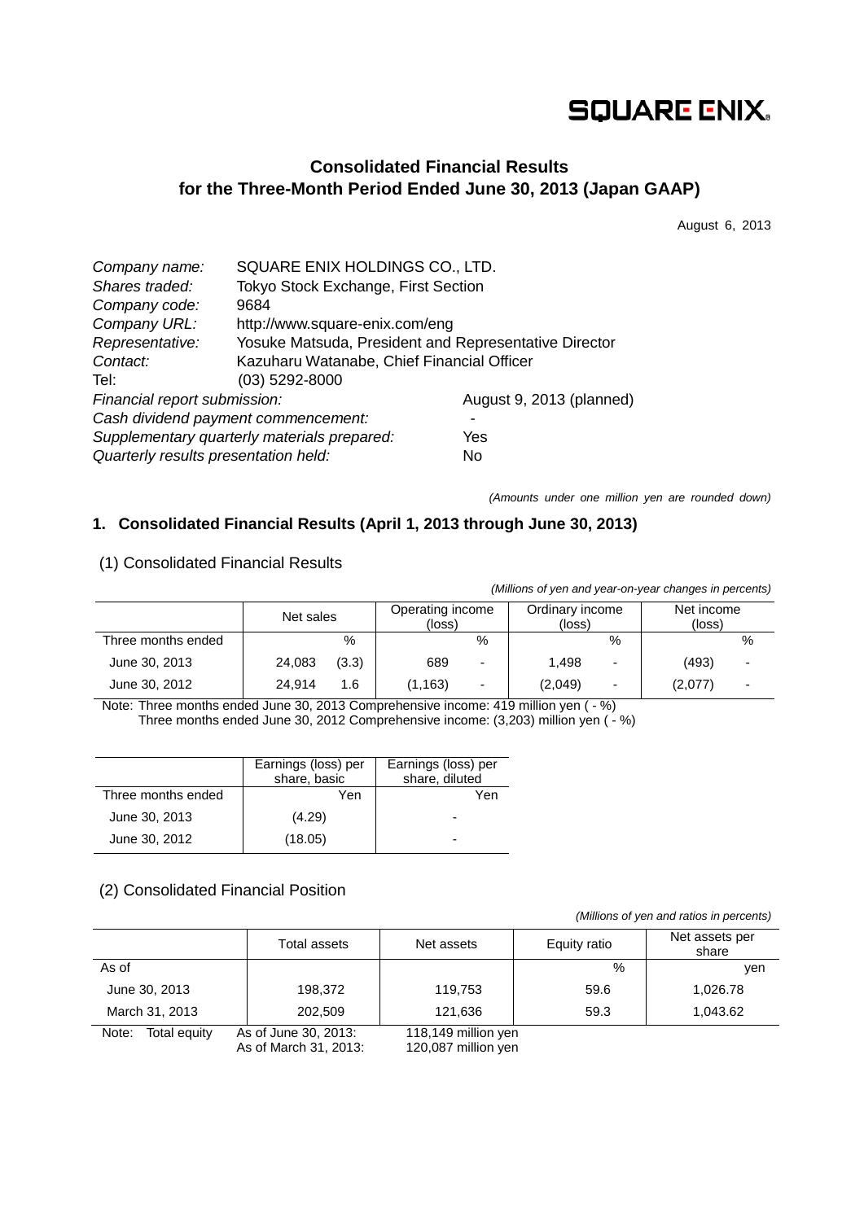SQUARE ENIX

# Consolidated Financial Results for the Three-Month Period Ended June 30, 2013 (Japan GAAP)

August 6, 2013

| | |
|---|---|
| *Company name:* | SQUARE ENIX HOLDINGS CO., LTD. |
| *Shares traded:* | Tokyo Stock Exchange, First Section |
| *Company code:* | 9684 |
| *Company URL:* | http://www.square-enix.com/eng |
| *Representative:* | Yosuke Matsuda, President and Representative Director |
| *Contact:* | Kazuharu Watanabe, Chief Financial Officer |
| Tel: | (03) 5292-8000 |
| *Financial report submission:* | August 9, 2013 (planned) |
| *Cash dividend payment commencement:* | - |
| *Supplementary quarterly materials prepared:* | Yes |
| *Quarterly results presentation held:* | No |

*(Amounts under one million yen are rounded down)*

## 1. Consolidated Financial Results (April 1, 2013 through June 30, 2013)

### (1) Consolidated Financial Results

*(Millions of yen and year-on-year changes in percents)*

| | Net sales | | Operating income (loss) | | Ordinary income (loss) | | Net income (loss) | |
|---|---|---|---|---|---|---|---|---|
| Three months ended | | % | | % | | % | | % |
| June 30, 2013 | 24,083 | (3.3) | 689 | - | 1,498 | - | (493) | - |
| June 30, 2012 | 24,914 | 1.6 | (1,163) | - | (2,049) | - | (2,077) | - |

Note: Three months ended June 30, 2013 Comprehensive income: 419 million yen ( - %)
Three months ended June 30, 2012 Comprehensive income: (3,203) million yen ( - %)

| | Earnings (loss) per share, basic | Earnings (loss) per share, diluted |
|---|---|---|
| Three months ended | Yen | Yen |
| June 30, 2013 | (4.29) | - |
| June 30, 2012 | (18.05) | - |

### (2) Consolidated Financial Position

*(Millions of yen and ratios in percents)*

| | Total assets | Net assets | Equity ratio | Net assets per share |
|---|---|---|---|---|
| As of | | | % | yen |
| June 30, 2013 | 198,372 | 119,753 | 59.6 | 1,026.78 |
| March 31, 2013 | 202,509 | 121,636 | 59.3 | 1,043.62 |

Note: Total equity As of June 30, 2013: 118,149 million yen
As of March 31, 2013: 120,087 million yen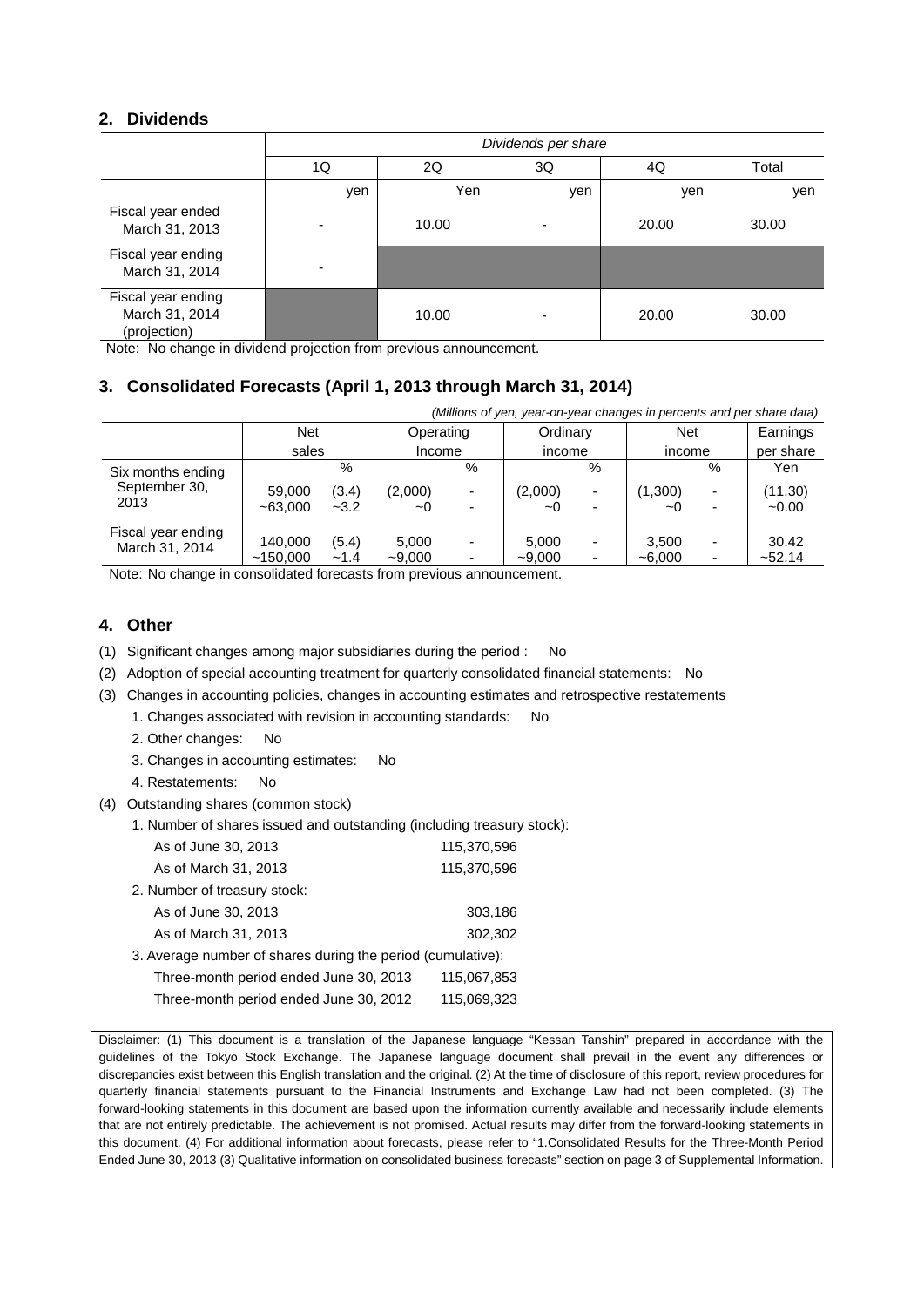## 2. Dividends

| | *Dividends per share* | | | | |
|---|---|---|---|---|---|
| | 1Q | 2Q | 3Q | 4Q | Total |
| | yen | Yen | yen | yen | yen |
| Fiscal year ended March 31, 2013 | - | 10.00 | - | 20.00 | 30.00 |
| Fiscal year ending March 31, 2014 | - | | | | |
| Fiscal year ending March 31, 2014 (projection) | | 10.00 | - | 20.00 | 30.00 |

Note: No change in dividend projection from previous announcement.

## 3. Consolidated Forecasts (April 1, 2013 through March 31, 2014)

*(Millions of yen, year-on-year changes in percents and per share data)*

| | Net sales | | Operating Income | | Ordinary income | | Net income | | Earnings per share |
|---|---|---|---|---|---|---|---|---|---|
| | | % | | % | | % | | % | Yen |
| Six months ending September 30, 2013 | 59,000 ~63,000 | (3.4) ~3.2 | (2,000) ~0 | - - | (2,000) ~0 | - - | (1,300) ~0 | - - | (11.30) ~0.00 |
| Fiscal year ending March 31, 2014 | 140,000 ~150,000 | (5.4) ~1.4 | 5,000 ~9,000 | - - | 5,000 ~9,000 | - - | 3,500 ~6,000 | - - | 30.42 ~52.14 |

Note: No change in consolidated forecasts from previous announcement.

## 4. Other

(1) Significant changes among major subsidiaries during the period : No

(2) Adoption of special accounting treatment for quarterly consolidated financial statements: No

(3) Changes in accounting policies, changes in accounting estimates and retrospective restatements

1. Changes associated with revision in accounting standards: No
2. Other changes: No
3. Changes in accounting estimates: No
4. Restatements: No

(4) Outstanding shares (common stock)

1. Number of shares issued and outstanding (including treasury stock):

| | |
|---|---|
| As of June 30, 2013 | 115,370,596 |
| As of March 31, 2013 | 115,370,596 |

2. Number of treasury stock:

| | |
|---|---|
| As of June 30, 2013 | 303,186 |
| As of March 31, 2013 | 302,302 |

3. Average number of shares during the period (cumulative):

| | |
|---|---|
| Three-month period ended June 30, 2013 | 115,067,853 |
| Three-month period ended June 30, 2012 | 115,069,323 |

Disclaimer: (1) This document is a translation of the Japanese language "Kessan Tanshin" prepared in accordance with the guidelines of the Tokyo Stock Exchange. The Japanese language document shall prevail in the event any differences or discrepancies exist between this English translation and the original. (2) At the time of disclosure of this report, review procedures for quarterly financial statements pursuant to the Financial Instruments and Exchange Law had not been completed. (3) The forward-looking statements in this document are based upon the information currently available and necessarily include elements that are not entirely predictable. The achievement is not promised. Actual results may differ from the forward-looking statements in this document. (4) For additional information about forecasts, please refer to "1.Consolidated Results for the Three-Month Period Ended June 30, 2013 (3) Qualitative information on consolidated business forecasts" section on page 3 of Supplemental Information.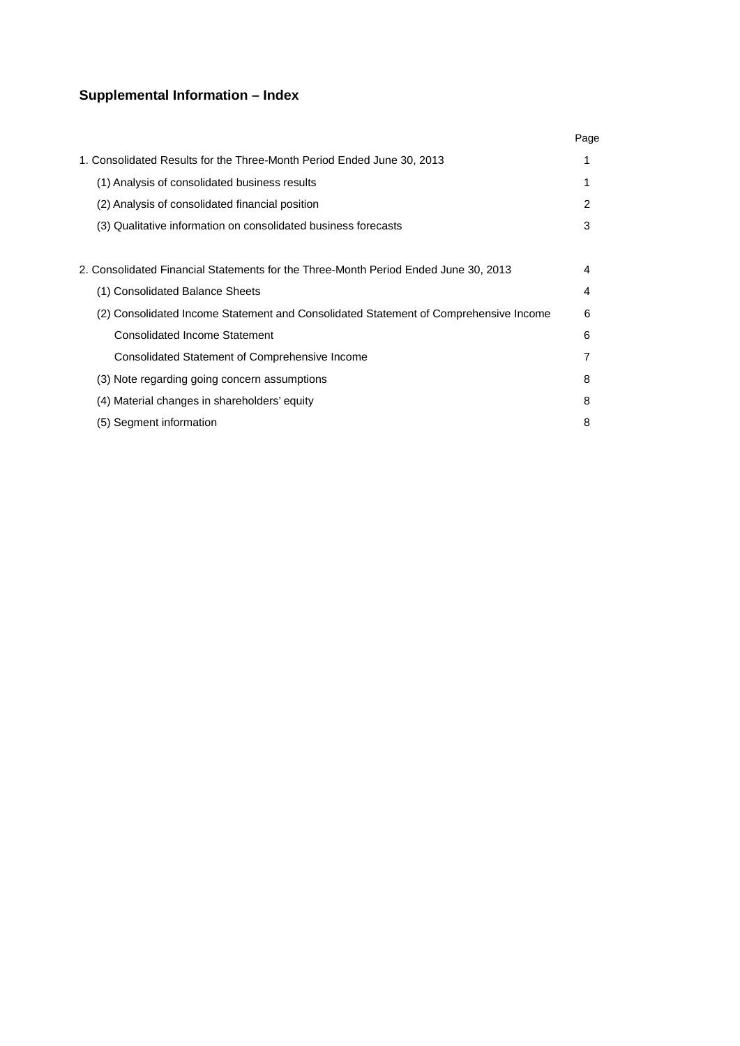## Supplemental Information – Index

| | Page |
|---|---|
| 1. Consolidated Results for the Three-Month Period Ended June 30, 2013 | 1 |
| (1) Analysis of consolidated business results | 1 |
| (2) Analysis of consolidated financial position | 2 |
| (3) Qualitative information on consolidated business forecasts | 3 |
| | |
| 2. Consolidated Financial Statements for the Three-Month Period Ended June 30, 2013 | 4 |
| (1) Consolidated Balance Sheets | 4 |
| (2) Consolidated Income Statement and Consolidated Statement of Comprehensive Income | 6 |
| Consolidated Income Statement | 6 |
| Consolidated Statement of Comprehensive Income | 7 |
| (3) Note regarding going concern assumptions | 8 |
| (4) Material changes in shareholders' equity | 8 |
| (5) Segment information | 8 |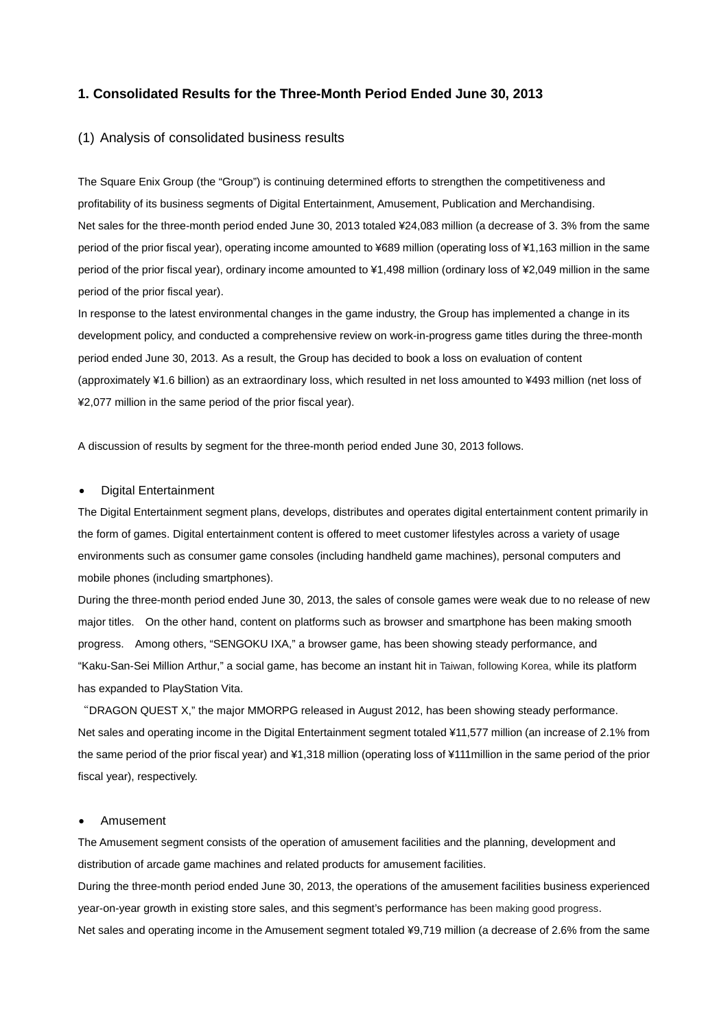## 1. Consolidated Results for the Three-Month Period Ended June 30, 2013

### (1) Analysis of consolidated business results

The Square Enix Group (the "Group") is continuing determined efforts to strengthen the competitiveness and profitability of its business segments of Digital Entertainment, Amusement, Publication and Merchandising.
Net sales for the three-month period ended June 30, 2013 totaled ¥24,083 million (a decrease of 3. 3% from the same period of the prior fiscal year), operating income amounted to ¥689 million (operating loss of ¥1,163 million in the same period of the prior fiscal year), ordinary income amounted to ¥1,498 million (ordinary loss of ¥2,049 million in the same period of the prior fiscal year).
In response to the latest environmental changes in the game industry, the Group has implemented a change in its development policy, and conducted a comprehensive review on work-in-progress game titles during the three-month period ended June 30, 2013. As a result, the Group has decided to book a loss on evaluation of content (approximately ¥1.6 billion) as an extraordinary loss, which resulted in net loss amounted to ¥493 million (net loss of ¥2,077 million in the same period of the prior fiscal year).

A discussion of results by segment for the three-month period ended June 30, 2013 follows.

- Digital Entertainment

The Digital Entertainment segment plans, develops, distributes and operates digital entertainment content primarily in the form of games. Digital entertainment content is offered to meet customer lifestyles across a variety of usage environments such as consumer game consoles (including handheld game machines), personal computers and mobile phones (including smartphones).
During the three-month period ended June 30, 2013, the sales of console games were weak due to no release of new major titles.　On the other hand, content on platforms such as browser and smartphone has been making smooth progress.　Among others, "SENGOKU IXA," a browser game, has been showing steady performance, and "Kaku-San-Sei Million Arthur," a social game, has become an instant hit in Taiwan, following Korea, while its platform has expanded to PlayStation Vita.
"DRAGON QUEST X," the major MMORPG released in August 2012, has been showing steady performance.
Net sales and operating income in the Digital Entertainment segment totaled ¥11,577 million (an increase of 2.1% from the same period of the prior fiscal year) and ¥1,318 million (operating loss of ¥111million in the same period of the prior fiscal year), respectively.

- Amusement

The Amusement segment consists of the operation of amusement facilities and the planning, development and distribution of arcade game machines and related products for amusement facilities.
During the three-month period ended June 30, 2013, the operations of the amusement facilities business experienced year-on-year growth in existing store sales, and this segment's performance has been making good progress.
Net sales and operating income in the Amusement segment totaled ¥9,719 million (a decrease of 2.6% from the same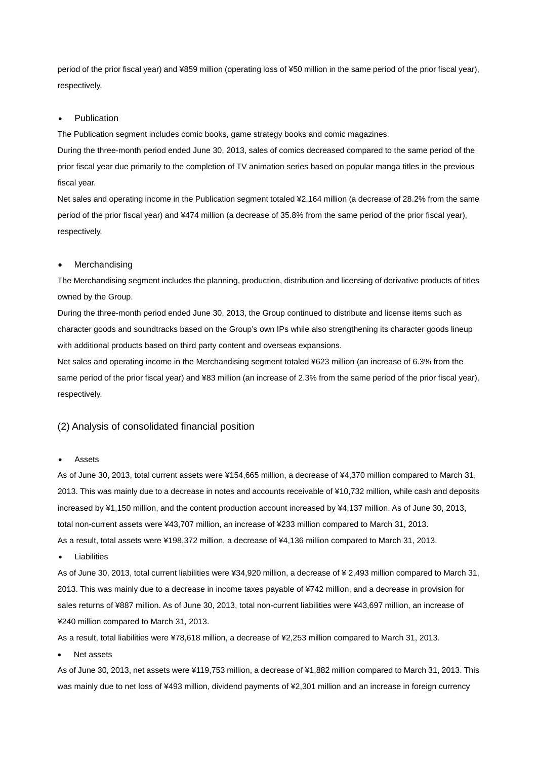period of the prior fiscal year) and ¥859 million (operating loss of ¥50 million in the same period of the prior fiscal year), respectively.

- Publication

The Publication segment includes comic books, game strategy books and comic magazines.

During the three-month period ended June 30, 2013, sales of comics decreased compared to the same period of the prior fiscal year due primarily to the completion of TV animation series based on popular manga titles in the previous fiscal year.

Net sales and operating income in the Publication segment totaled ¥2,164 million (a decrease of 28.2% from the same period of the prior fiscal year) and ¥474 million (a decrease of 35.8% from the same period of the prior fiscal year), respectively.

- Merchandising

The Merchandising segment includes the planning, production, distribution and licensing of derivative products of titles owned by the Group.

During the three-month period ended June 30, 2013, the Group continued to distribute and license items such as character goods and soundtracks based on the Group's own IPs while also strengthening its character goods lineup with additional products based on third party content and overseas expansions.

Net sales and operating income in the Merchandising segment totaled ¥623 million (an increase of 6.3% from the same period of the prior fiscal year) and ¥83 million (an increase of 2.3% from the same period of the prior fiscal year), respectively.

## (2) Analysis of consolidated financial position

- Assets

As of June 30, 2013, total current assets were ¥154,665 million, a decrease of ¥4,370 million compared to March 31, 2013. This was mainly due to a decrease in notes and accounts receivable of ¥10,732 million, while cash and deposits increased by ¥1,150 million, and the content production account increased by ¥4,137 million. As of June 30, 2013, total non-current assets were ¥43,707 million, an increase of ¥233 million compared to March 31, 2013.

As a result, total assets were ¥198,372 million, a decrease of ¥4,136 million compared to March 31, 2013.

- Liabilities

As of June 30, 2013, total current liabilities were ¥34,920 million, a decrease of ¥ 2,493 million compared to March 31, 2013. This was mainly due to a decrease in income taxes payable of ¥742 million, and a decrease in provision for sales returns of ¥887 million. As of June 30, 2013, total non-current liabilities were ¥43,697 million, an increase of ¥240 million compared to March 31, 2013.

As a result, total liabilities were ¥78,618 million, a decrease of ¥2,253 million compared to March 31, 2013.

- Net assets

As of June 30, 2013, net assets were ¥119,753 million, a decrease of ¥1,882 million compared to March 31, 2013. This was mainly due to net loss of ¥493 million, dividend payments of ¥2,301 million and an increase in foreign currency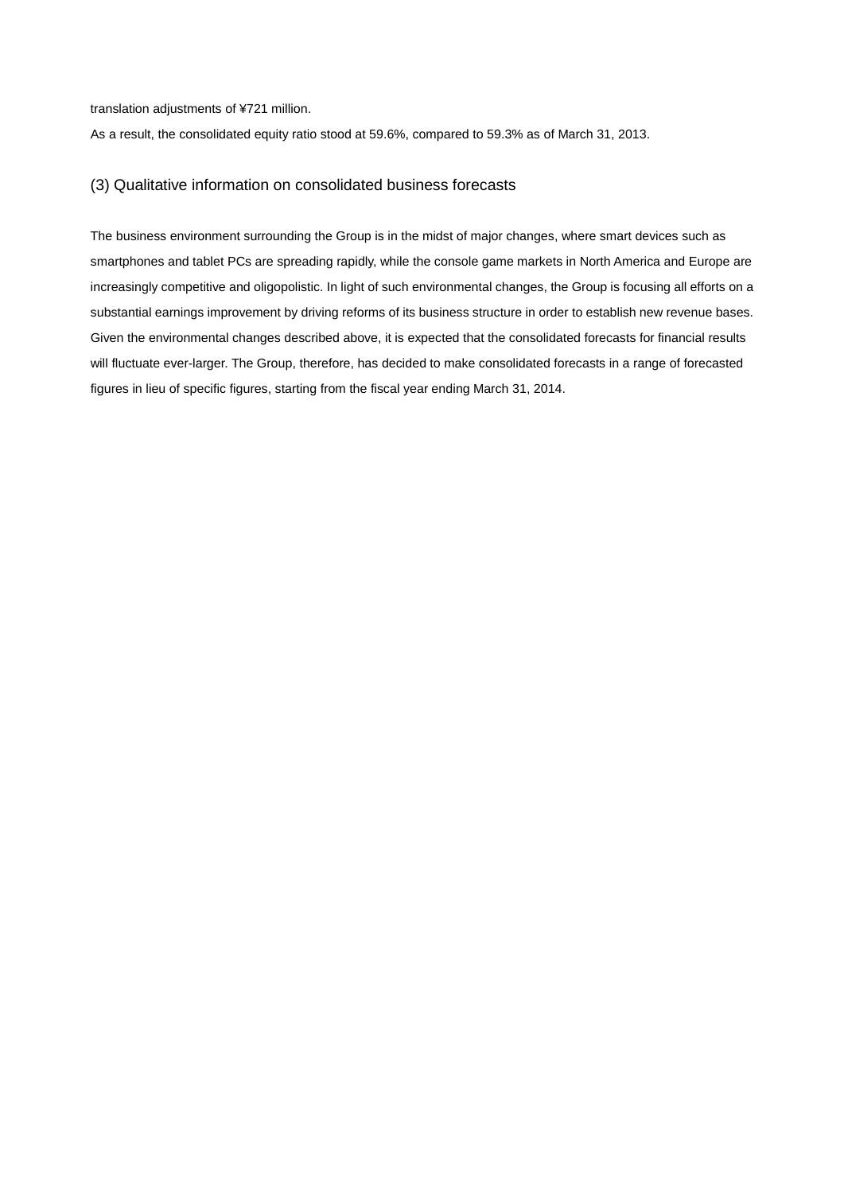translation adjustments of ¥721 million.

As a result, the consolidated equity ratio stood at 59.6%, compared to 59.3% as of March 31, 2013.

### (3) Qualitative information on consolidated business forecasts

The business environment surrounding the Group is in the midst of major changes, where smart devices such as smartphones and tablet PCs are spreading rapidly, while the console game markets in North America and Europe are increasingly competitive and oligopolistic. In light of such environmental changes, the Group is focusing all efforts on a substantial earnings improvement by driving reforms of its business structure in order to establish new revenue bases. Given the environmental changes described above, it is expected that the consolidated forecasts for financial results will fluctuate ever-larger. The Group, therefore, has decided to make consolidated forecasts in a range of forecasted figures in lieu of specific figures, starting from the fiscal year ending March 31, 2014.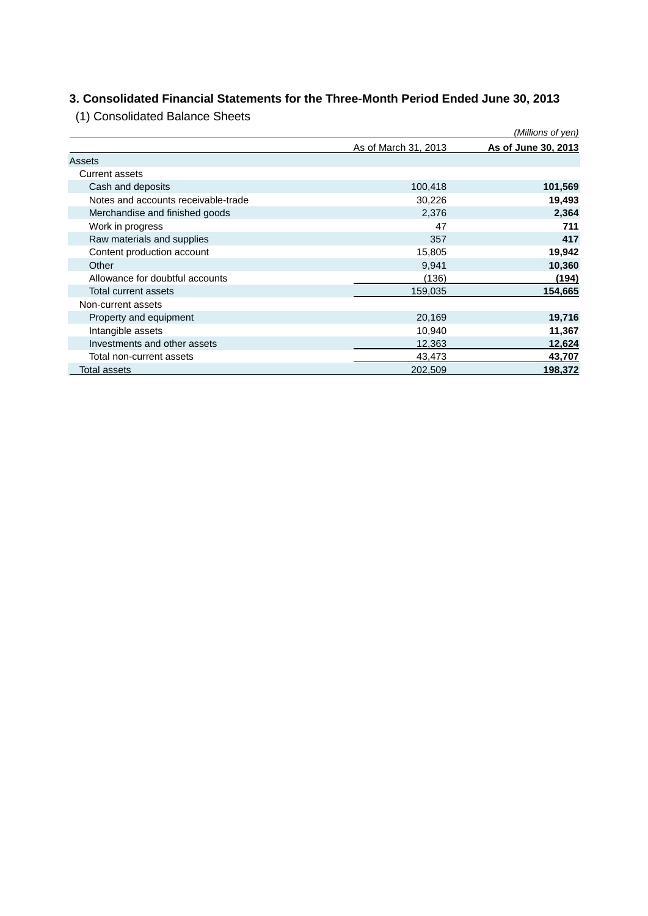## 3. Consolidated Financial Statements for the Three-Month Period Ended June 30, 2013

### (1) Consolidated Balance Sheets

*(Millions of yen)*

| | As of March 31, 2013 | **As of June 30, 2013** |
|---|---:|---:|
| Assets | | |
| Current assets | | |
| Cash and deposits | 100,418 | **101,569** |
| Notes and accounts receivable-trade | 30,226 | **19,493** |
| Merchandise and finished goods | 2,376 | **2,364** |
| Work in progress | 47 | **711** |
| Raw materials and supplies | 357 | **417** |
| Content production account | 15,805 | **19,942** |
| Other | 9,941 | **10,360** |
| Allowance for doubtful accounts | (136) | **(194)** |
| Total current assets | 159,035 | **154,665** |
| Non-current assets | | |
| Property and equipment | 20,169 | **19,716** |
| Intangible assets | 10,940 | **11,367** |
| Investments and other assets | 12,363 | **12,624** |
| Total non-current assets | 43,473 | **43,707** |
| Total assets | 202,509 | **198,372** |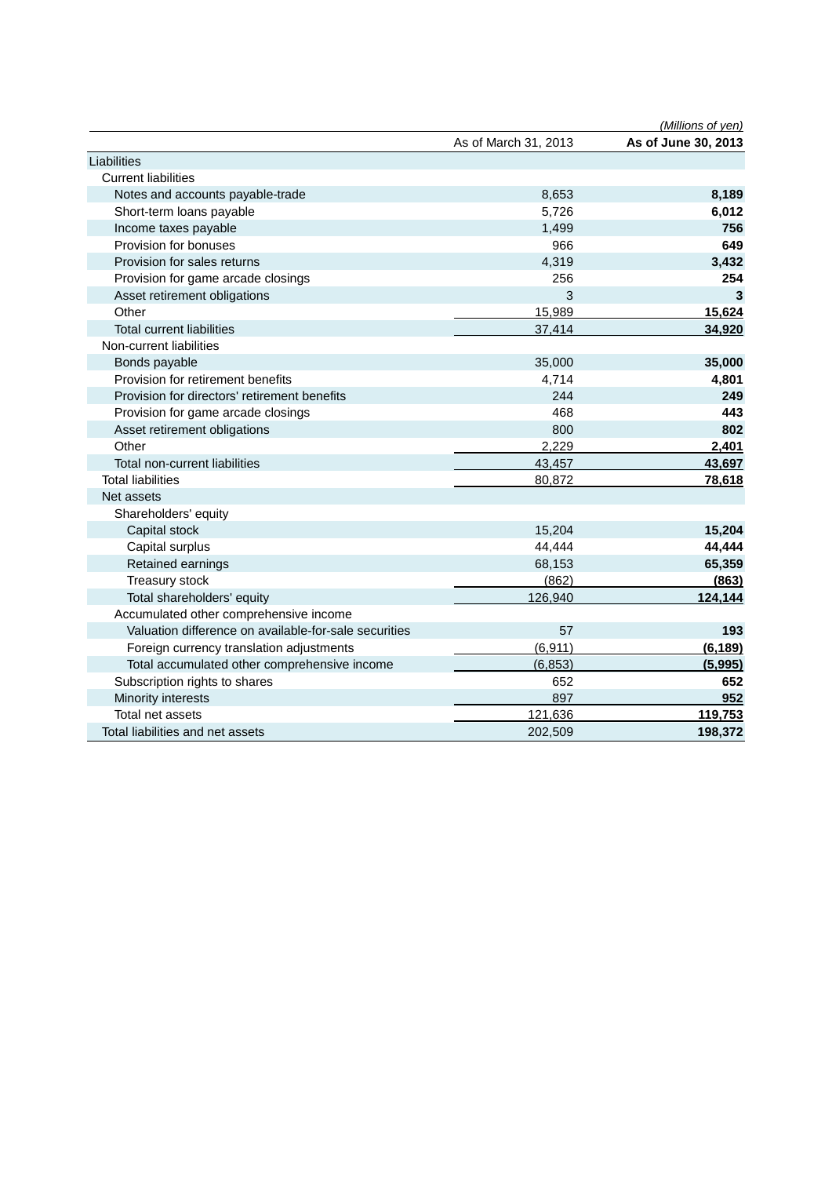*(Millions of yen)*

| | As of March 31, 2013 | **As of June 30, 2013** |
|---|---|---|
| Liabilities | | |
| Current liabilities | | |
| Notes and accounts payable-trade | 8,653 | **8,189** |
| Short-term loans payable | 5,726 | **6,012** |
| Income taxes payable | 1,499 | **756** |
| Provision for bonuses | 966 | **649** |
| Provision for sales returns | 4,319 | **3,432** |
| Provision for game arcade closings | 256 | **254** |
| Asset retirement obligations | 3 | **3** |
| Other | 15,989 | **15,624** |
| Total current liabilities | 37,414 | **34,920** |
| Non-current liabilities | | |
| Bonds payable | 35,000 | **35,000** |
| Provision for retirement benefits | 4,714 | **4,801** |
| Provision for directors' retirement benefits | 244 | **249** |
| Provision for game arcade closings | 468 | **443** |
| Asset retirement obligations | 800 | **802** |
| Other | 2,229 | **2,401** |
| Total non-current liabilities | 43,457 | **43,697** |
| Total liabilities | 80,872 | **78,618** |
| Net assets | | |
| Shareholders' equity | | |
| Capital stock | 15,204 | **15,204** |
| Capital surplus | 44,444 | **44,444** |
| Retained earnings | 68,153 | **65,359** |
| Treasury stock | (862) | **(863)** |
| Total shareholders' equity | 126,940 | **124,144** |
| Accumulated other comprehensive income | | |
| Valuation difference on available-for-sale securities | 57 | **193** |
| Foreign currency translation adjustments | (6,911) | **(6,189)** |
| Total accumulated other comprehensive income | (6,853) | **(5,995)** |
| Subscription rights to shares | 652 | **652** |
| Minority interests | 897 | **952** |
| Total net assets | 121,636 | **119,753** |
| Total liabilities and net assets | 202,509 | **198,372** |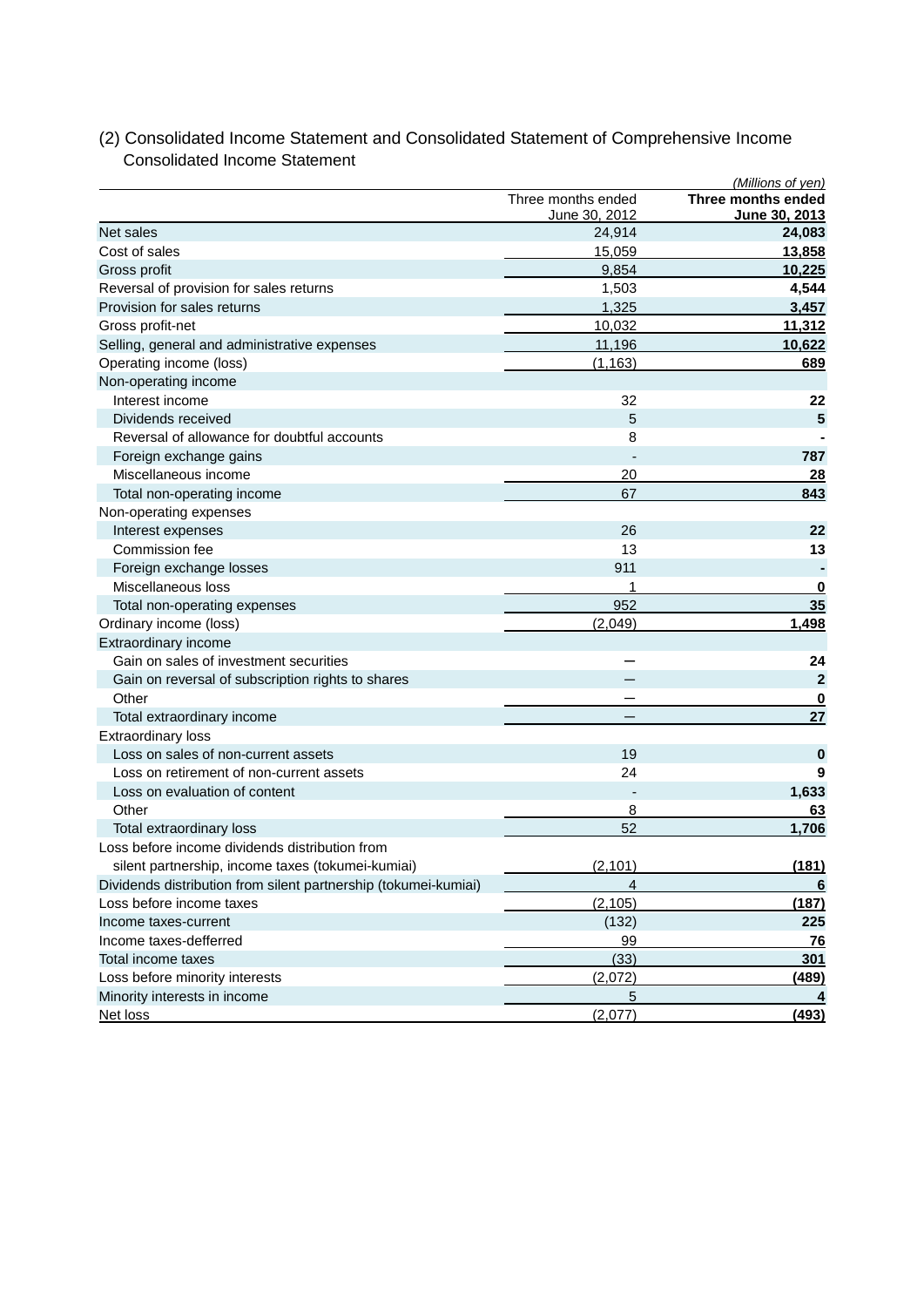## (2) Consolidated Income Statement and Consolidated Statement of Comprehensive Income

### Consolidated Income Statement

*(Millions of yen)*

| | Three months ended June 30, 2012 | **Three months ended June 30, 2013** |
|---|---|---|
| Net sales | 24,914 | **24,083** |
| Cost of sales | 15,059 | **13,858** |
| Gross profit | 9,854 | **10,225** |
| Reversal of provision for sales returns | 1,503 | **4,544** |
| Provision for sales returns | 1,325 | **3,457** |
| Gross profit-net | 10,032 | **11,312** |
| Selling, general and administrative expenses | 11,196 | **10,622** |
| Operating income (loss) | (1,163) | **689** |
| Non-operating income | | |
| Interest income | 32 | **22** |
| Dividends received | 5 | **5** |
| Reversal of allowance for doubtful accounts | 8 | **-** |
| Foreign exchange gains | - | **787** |
| Miscellaneous income | 20 | **28** |
| Total non-operating income | 67 | **843** |
| Non-operating expenses | | |
| Interest expenses | 26 | **22** |
| Commission fee | 13 | **13** |
| Foreign exchange losses | 911 | **-** |
| Miscellaneous loss | 1 | **0** |
| Total non-operating expenses | 952 | **35** |
| Ordinary income (loss) | (2,049) | **1,498** |
| Extraordinary income | | |
| Gain on sales of investment securities | ― | **24** |
| Gain on reversal of subscription rights to shares | ― | **2** |
| Other | ― | **0** |
| Total extraordinary income | ― | **27** |
| Extraordinary loss | | |
| Loss on sales of non-current assets | 19 | **0** |
| Loss on retirement of non-current assets | 24 | **9** |
| Loss on evaluation of content | - | **1,633** |
| Other | 8 | **63** |
| Total extraordinary loss | 52 | **1,706** |
| Loss before income dividends distribution from silent partnership, income taxes (tokumei-kumiai) | (2,101) | **(181)** |
| Dividends distribution from silent partnership (tokumei-kumiai) | 4 | **6** |
| Loss before income taxes | (2,105) | **(187)** |
| Income taxes-current | (132) | **225** |
| Income taxes-defferred | 99 | **76** |
| Total income taxes | (33) | **301** |
| Loss before minority interests | (2,072) | **(489)** |
| Minority interests in income | 5 | **4** |
| Net loss | (2,077) | **(493)** |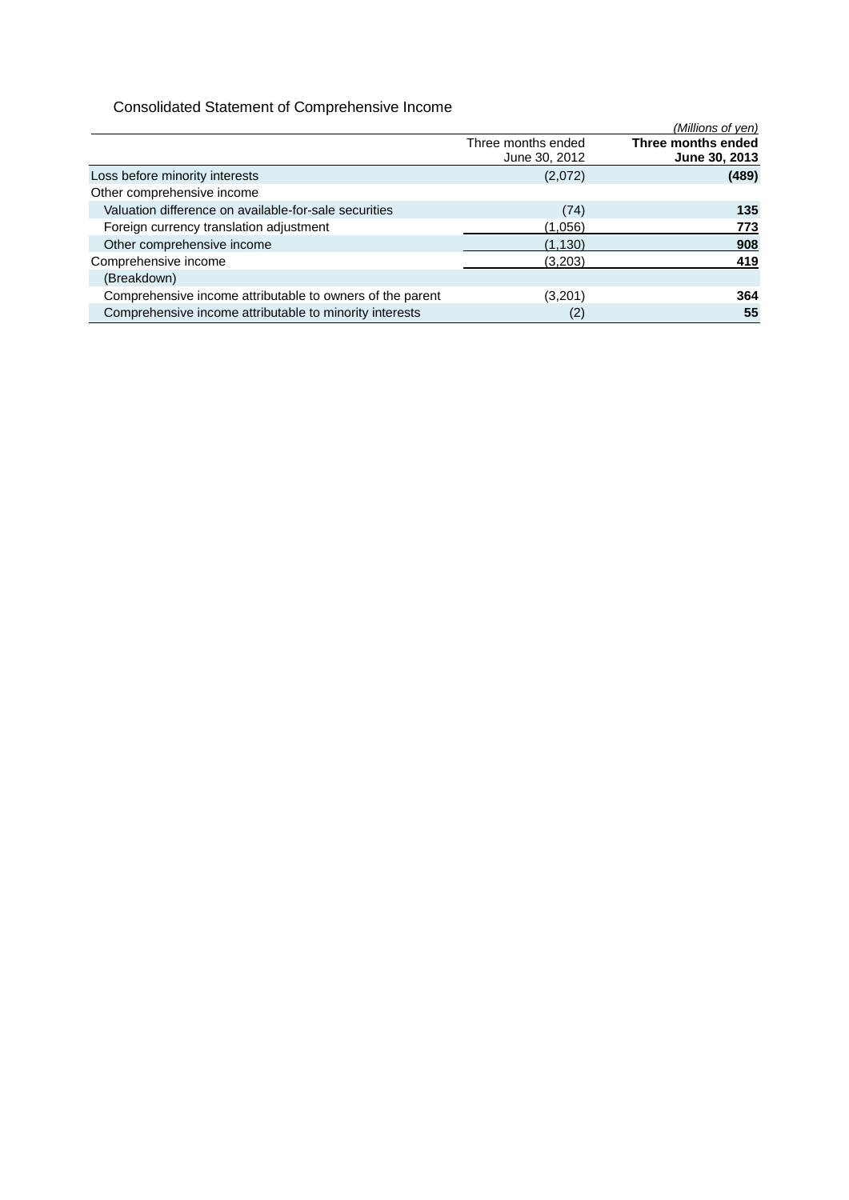## Consolidated Statement of Comprehensive Income

*(Millions of yen)*

| | Three months ended June 30, 2012 | **Three months ended June 30, 2013** |
|---|---|---|
| Loss before minority interests | (2,072) | **(489)** |
| Other comprehensive income | | |
| Valuation difference on available-for-sale securities | (74) | **135** |
| Foreign currency translation adjustment | (1,056) | **773** |
| Other comprehensive income | (1,130) | **908** |
| Comprehensive income | (3,203) | **419** |
| (Breakdown) | | |
| Comprehensive income attributable to owners of the parent | (3,201) | **364** |
| Comprehensive income attributable to minority interests | (2) | **55** |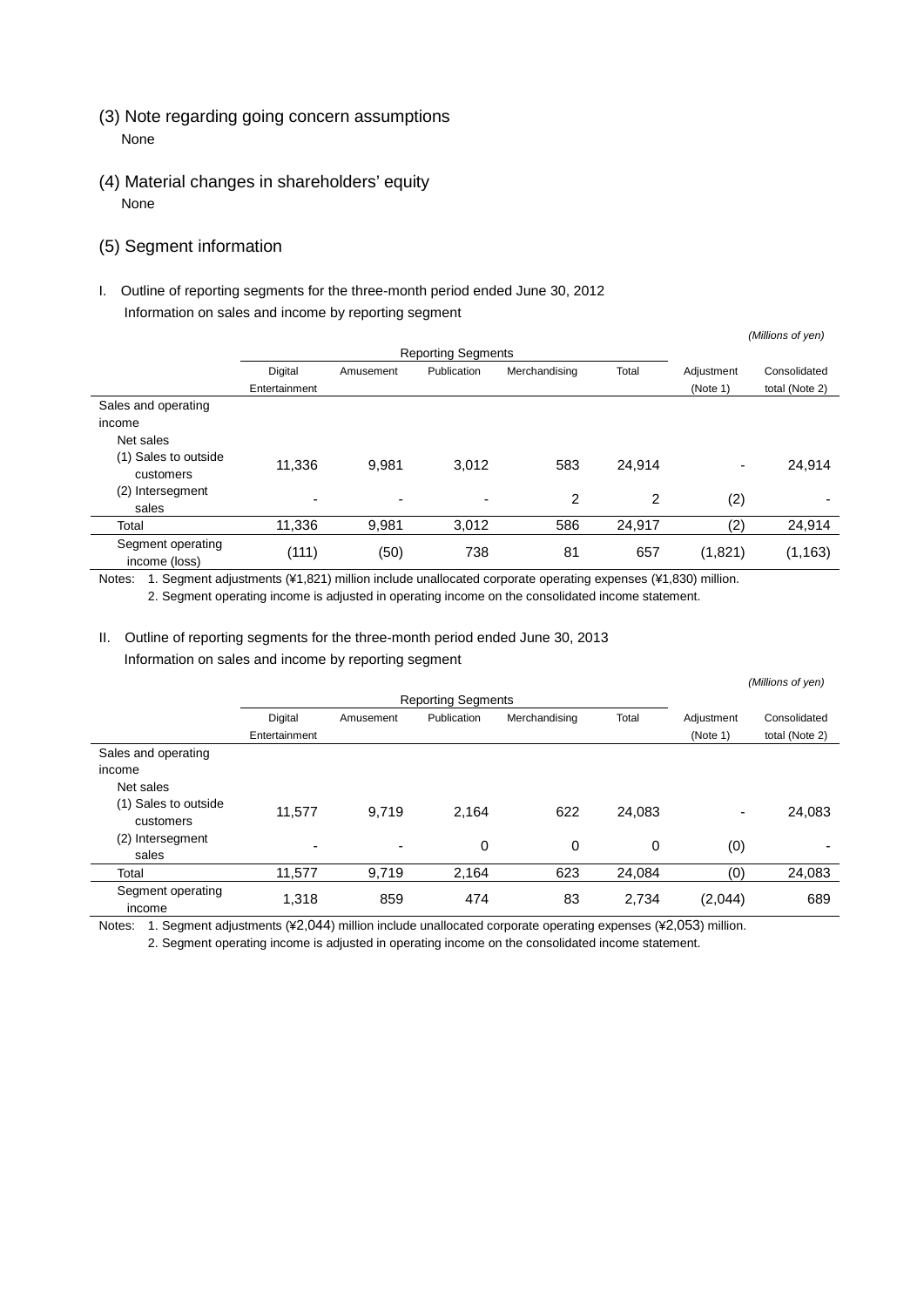### (3) Note regarding going concern assumptions

None

### (4) Material changes in shareholders' equity

None

### (5) Segment information

I. Outline of reporting segments for the three-month period ended June 30, 2012

Information on sales and income by reporting segment

*(Millions of yen)*

| | Reporting Segments | | | | | | |
|---|---|---|---|---|---|---|---|
| | Digital Entertainment | Amusement | Publication | Merchandising | Total | Adjustment (Note 1) | Consolidated total (Note 2) |
| Sales and operating income | | | | | | | |
| Net sales | | | | | | | |
| (1) Sales to outside customers | 11,336 | 9,981 | 3,012 | 583 | 24,914 | - | 24,914 |
| (2) Intersegment sales | - | - | - | 2 | 2 | (2) | - |
| Total | 11,336 | 9,981 | 3,012 | 586 | 24,917 | (2) | 24,914 |
| Segment operating income (loss) | (111) | (50) | 738 | 81 | 657 | (1,821) | (1,163) |

Notes: 1. Segment adjustments (¥1,821) million include unallocated corporate operating expenses (¥1,830) million.
2. Segment operating income is adjusted in operating income on the consolidated income statement.

II. Outline of reporting segments for the three-month period ended June 30, 2013

Information on sales and income by reporting segment

*(Millions of yen)*

| | Reporting Segments | | | | | | |
|---|---|---|---|---|---|---|---|
| | Digital Entertainment | Amusement | Publication | Merchandising | Total | Adjustment (Note 1) | Consolidated total (Note 2) |
| Sales and operating income | | | | | | | |
| Net sales | | | | | | | |
| (1) Sales to outside customers | 11,577 | 9,719 | 2,164 | 622 | 24,083 | - | 24,083 |
| (2) Intersegment sales | - | - | 0 | 0 | 0 | (0) | - |
| Total | 11,577 | 9,719 | 2,164 | 623 | 24,084 | (0) | 24,083 |
| Segment operating income | 1,318 | 859 | 474 | 83 | 2,734 | (2,044) | 689 |

Notes: 1. Segment adjustments (¥2,044) million include unallocated corporate operating expenses (¥2,053) million.
2. Segment operating income is adjusted in operating income on the consolidated income statement.